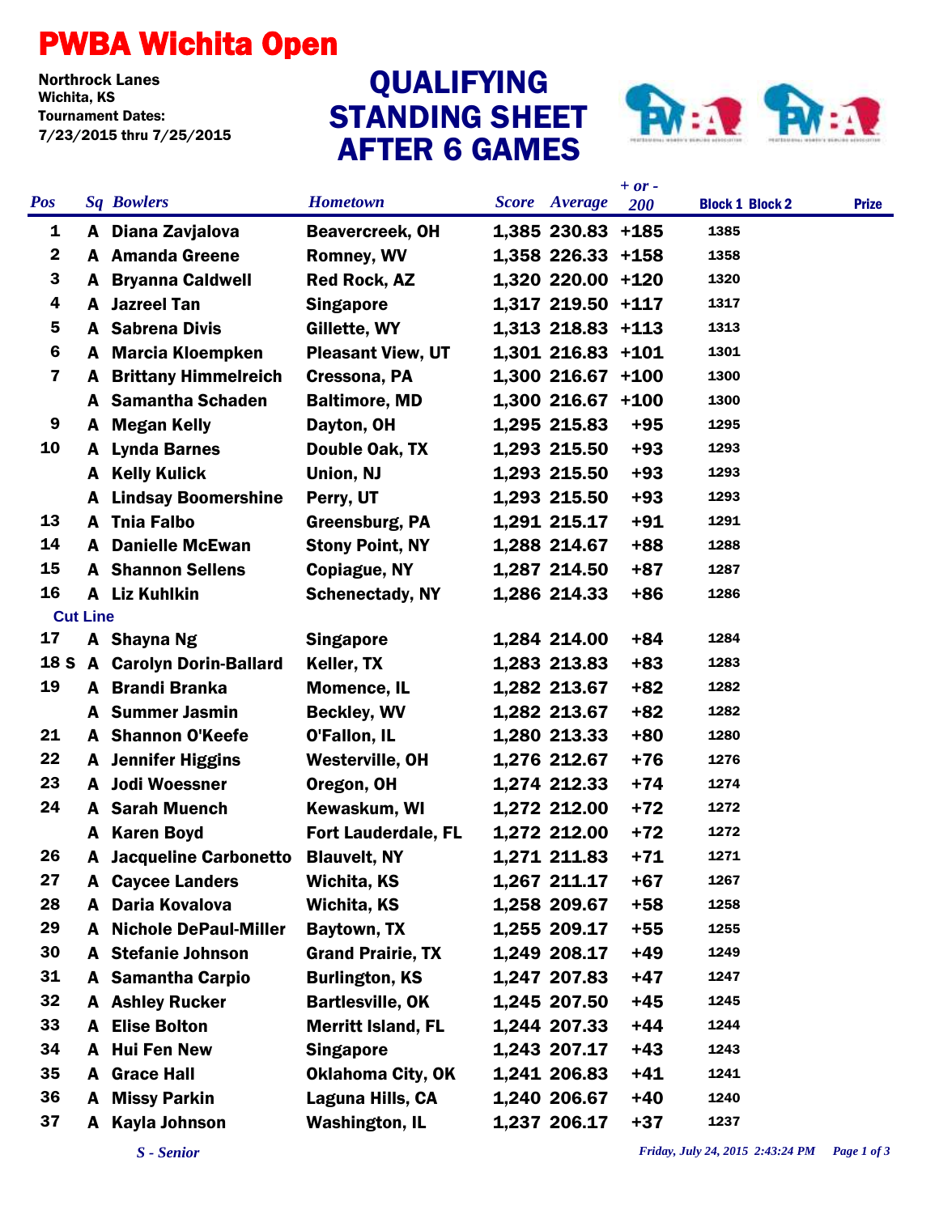# PWBA Wichita Open

**Northrock Lanes**
**Wichita, KS**
**Tournament Dates:**
**7/23/2015 thru 7/25/2015**

## QUALIFYING STANDING SHEET AFTER 6 GAMES

| Pos | Sq | Bowlers | Hometown | Score | Average | + or - 200 | Block 1 | Block 2 | Prize |
|---|---|---|---|---|---|---|---|---|---|
| 1 | A | Diana Zavjalova | Beavercreek, OH | 1,385 | 230.83 | +185 | 1385 | | |
| 2 | A | Amanda Greene | Romney, WV | 1,358 | 226.33 | +158 | 1358 | | |
| 3 | A | Bryanna Caldwell | Red Rock, AZ | 1,320 | 220.00 | +120 | 1320 | | |
| 4 | A | Jazreel Tan | Singapore | 1,317 | 219.50 | +117 | 1317 | | |
| 5 | A | Sabrena Divis | Gillette, WY | 1,313 | 218.83 | +113 | 1313 | | |
| 6 | A | Marcia Kloempken | Pleasant View, UT | 1,301 | 216.83 | +101 | 1301 | | |
| 7 | A | Brittany Himmelreich | Cressona, PA | 1,300 | 216.67 | +100 | 1300 | | |
| | A | Samantha Schaden | Baltimore, MD | 1,300 | 216.67 | +100 | 1300 | | |
| 9 | A | Megan Kelly | Dayton, OH | 1,295 | 215.83 | +95 | 1295 | | |
| 10 | A | Lynda Barnes | Double Oak, TX | 1,293 | 215.50 | +93 | 1293 | | |
| | A | Kelly Kulick | Union, NJ | 1,293 | 215.50 | +93 | 1293 | | |
| | A | Lindsay Boomershine | Perry, UT | 1,293 | 215.50 | +93 | 1293 | | |
| 13 | A | Tnia Falbo | Greensburg, PA | 1,291 | 215.17 | +91 | 1291 | | |
| 14 | A | Danielle McEwan | Stony Point, NY | 1,288 | 214.67 | +88 | 1288 | | |
| 15 | A | Shannon Sellens | Copiague, NY | 1,287 | 214.50 | +87 | 1287 | | |
| 16 | A | Liz Kuhlkin | Schenectady, NY | 1,286 | 214.33 | +86 | 1286 | | |
| **Cut Line** | | | | | | | | | |
| 17 | A | Shayna Ng | Singapore | 1,284 | 214.00 | +84 | 1284 | | |
| 18 S | A | Carolyn Dorin-Ballard | Keller, TX | 1,283 | 213.83 | +83 | 1283 | | |
| 19 | A | Brandi Branka | Momence, IL | 1,282 | 213.67 | +82 | 1282 | | |
| | A | Summer Jasmin | Beckley, WV | 1,282 | 213.67 | +82 | 1282 | | |
| 21 | A | Shannon O'Keefe | O'Fallon, IL | 1,280 | 213.33 | +80 | 1280 | | |
| 22 | A | Jennifer Higgins | Westerville, OH | 1,276 | 212.67 | +76 | 1276 | | |
| 23 | A | Jodi Woessner | Oregon, OH | 1,274 | 212.33 | +74 | 1274 | | |
| 24 | A | Sarah Muench | Kewaskum, WI | 1,272 | 212.00 | +72 | 1272 | | |
| | A | Karen Boyd | Fort Lauderdale, FL | 1,272 | 212.00 | +72 | 1272 | | |
| 26 | A | Jacqueline Carbonetto | Blauvelt, NY | 1,271 | 211.83 | +71 | 1271 | | |
| 27 | A | Caycee Landers | Wichita, KS | 1,267 | 211.17 | +67 | 1267 | | |
| 28 | A | Daria Kovalova | Wichita, KS | 1,258 | 209.67 | +58 | 1258 | | |
| 29 | A | Nichole DePaul-Miller | Baytown, TX | 1,255 | 209.17 | +55 | 1255 | | |
| 30 | A | Stefanie Johnson | Grand Prairie, TX | 1,249 | 208.17 | +49 | 1249 | | |
| 31 | A | Samantha Carpio | Burlington, KS | 1,247 | 207.83 | +47 | 1247 | | |
| 32 | A | Ashley Rucker | Bartlesville, OK | 1,245 | 207.50 | +45 | 1245 | | |
| 33 | A | Elise Bolton | Merritt Island, FL | 1,244 | 207.33 | +44 | 1244 | | |
| 34 | A | Hui Fen New | Singapore | 1,243 | 207.17 | +43 | 1243 | | |
| 35 | A | Grace Hall | Oklahoma City, OK | 1,241 | 206.83 | +41 | 1241 | | |
| 36 | A | Missy Parkin | Laguna Hills, CA | 1,240 | 206.67 | +40 | 1240 | | |
| 37 | A | Kayla Johnson | Washington, IL | 1,237 | 206.17 | +37 | 1237 | | |

*S - Senior*

*Friday, July 24, 2015 2:43:24 PM*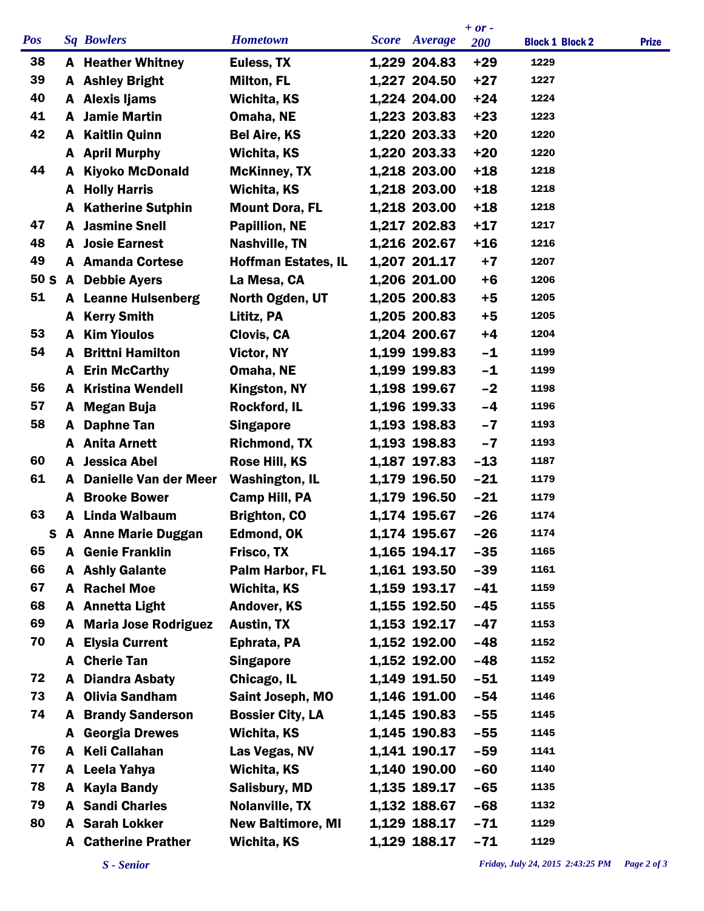| Pos | Sq | Bowlers | Hometown | Score | Average | + or - 200 | Block 1 | Block 2 | Prize |
|---|---|---|---|---|---|---|---|---|---|
| 38 | A | Heather Whitney | Euless, TX | 1,229 | 204.83 | +29 | 1229 | | |
| 39 | A | Ashley Bright | Milton, FL | 1,227 | 204.50 | +27 | 1227 | | |
| 40 | A | Alexis Ijams | Wichita, KS | 1,224 | 204.00 | +24 | 1224 | | |
| 41 | A | Jamie Martin | Omaha, NE | 1,223 | 203.83 | +23 | 1223 | | |
| 42 | A | Kaitlin Quinn | Bel Aire, KS | 1,220 | 203.33 | +20 | 1220 | | |
| | A | April Murphy | Wichita, KS | 1,220 | 203.33 | +20 | 1220 | | |
| 44 | A | Kiyoko McDonald | McKinney, TX | 1,218 | 203.00 | +18 | 1218 | | |
| | A | Holly Harris | Wichita, KS | 1,218 | 203.00 | +18 | 1218 | | |
| | A | Katherine Sutphin | Mount Dora, FL | 1,218 | 203.00 | +18 | 1218 | | |
| 47 | A | Jasmine Snell | Papillion, NE | 1,217 | 202.83 | +17 | 1217 | | |
| 48 | A | Josie Earnest | Nashville, TN | 1,216 | 202.67 | +16 | 1216 | | |
| 49 | A | Amanda Cortese | Hoffman Estates, IL | 1,207 | 201.17 | +7 | 1207 | | |
| 50 S | A | Debbie Ayers | La Mesa, CA | 1,206 | 201.00 | +6 | 1206 | | |
| 51 | A | Leanne Hulsenberg | North Ogden, UT | 1,205 | 200.83 | +5 | 1205 | | |
| | A | Kerry Smith | Lititz, PA | 1,205 | 200.83 | +5 | 1205 | | |
| 53 | A | Kim Yioulos | Clovis, CA | 1,204 | 200.67 | +4 | 1204 | | |
| 54 | A | Brittni Hamilton | Victor, NY | 1,199 | 199.83 | -1 | 1199 | | |
| | A | Erin McCarthy | Omaha, NE | 1,199 | 199.83 | -1 | 1199 | | |
| 56 | A | Kristina Wendell | Kingston, NY | 1,198 | 199.67 | -2 | 1198 | | |
| 57 | A | Megan Buja | Rockford, IL | 1,196 | 199.33 | -4 | 1196 | | |
| 58 | A | Daphne Tan | Singapore | 1,193 | 198.83 | -7 | 1193 | | |
| | A | Anita Arnett | Richmond, TX | 1,193 | 198.83 | -7 | 1193 | | |
| 60 | A | Jessica Abel | Rose Hill, KS | 1,187 | 197.83 | -13 | 1187 | | |
| 61 | A | Danielle Van der Meer | Washington, IL | 1,179 | 196.50 | -21 | 1179 | | |
| | A | Brooke Bower | Camp Hill, PA | 1,179 | 196.50 | -21 | 1179 | | |
| 63 | A | Linda Walbaum | Brighton, CO | 1,174 | 195.67 | -26 | 1174 | | |
| S | A | Anne Marie Duggan | Edmond, OK | 1,174 | 195.67 | -26 | 1174 | | |
| 65 | A | Genie Franklin | Frisco, TX | 1,165 | 194.17 | -35 | 1165 | | |
| 66 | A | Ashly Galante | Palm Harbor, FL | 1,161 | 193.50 | -39 | 1161 | | |
| 67 | A | Rachel Moe | Wichita, KS | 1,159 | 193.17 | -41 | 1159 | | |
| 68 | A | Annetta Light | Andover, KS | 1,155 | 192.50 | -45 | 1155 | | |
| 69 | A | Maria Jose Rodriguez | Austin, TX | 1,153 | 192.17 | -47 | 1153 | | |
| 70 | A | Elysia Current | Ephrata, PA | 1,152 | 192.00 | -48 | 1152 | | |
| | A | Cherie Tan | Singapore | 1,152 | 192.00 | -48 | 1152 | | |
| 72 | A | Diandra Asbaty | Chicago, IL | 1,149 | 191.50 | -51 | 1149 | | |
| 73 | A | Olivia Sandham | Saint Joseph, MO | 1,146 | 191.00 | -54 | 1146 | | |
| 74 | A | Brandy Sanderson | Bossier City, LA | 1,145 | 190.83 | -55 | 1145 | | |
| | A | Georgia Drewes | Wichita, KS | 1,145 | 190.83 | -55 | 1145 | | |
| 76 | A | Keli Callahan | Las Vegas, NV | 1,141 | 190.17 | -59 | 1141 | | |
| 77 | A | Leela Yahya | Wichita, KS | 1,140 | 190.00 | -60 | 1140 | | |
| 78 | A | Kayla Bandy | Salisbury, MD | 1,135 | 189.17 | -65 | 1135 | | |
| 79 | A | Sandi Charles | Nolanville, TX | 1,132 | 188.67 | -68 | 1132 | | |
| 80 | A | Sarah Lokker | New Baltimore, MI | 1,129 | 188.17 | -71 | 1129 | | |
| | A | Catherine Prather | Wichita, KS | 1,129 | 188.17 | -71 | 1129 | | |

*S - Senior*

*Friday, July 24, 2015 2:43:25 PM*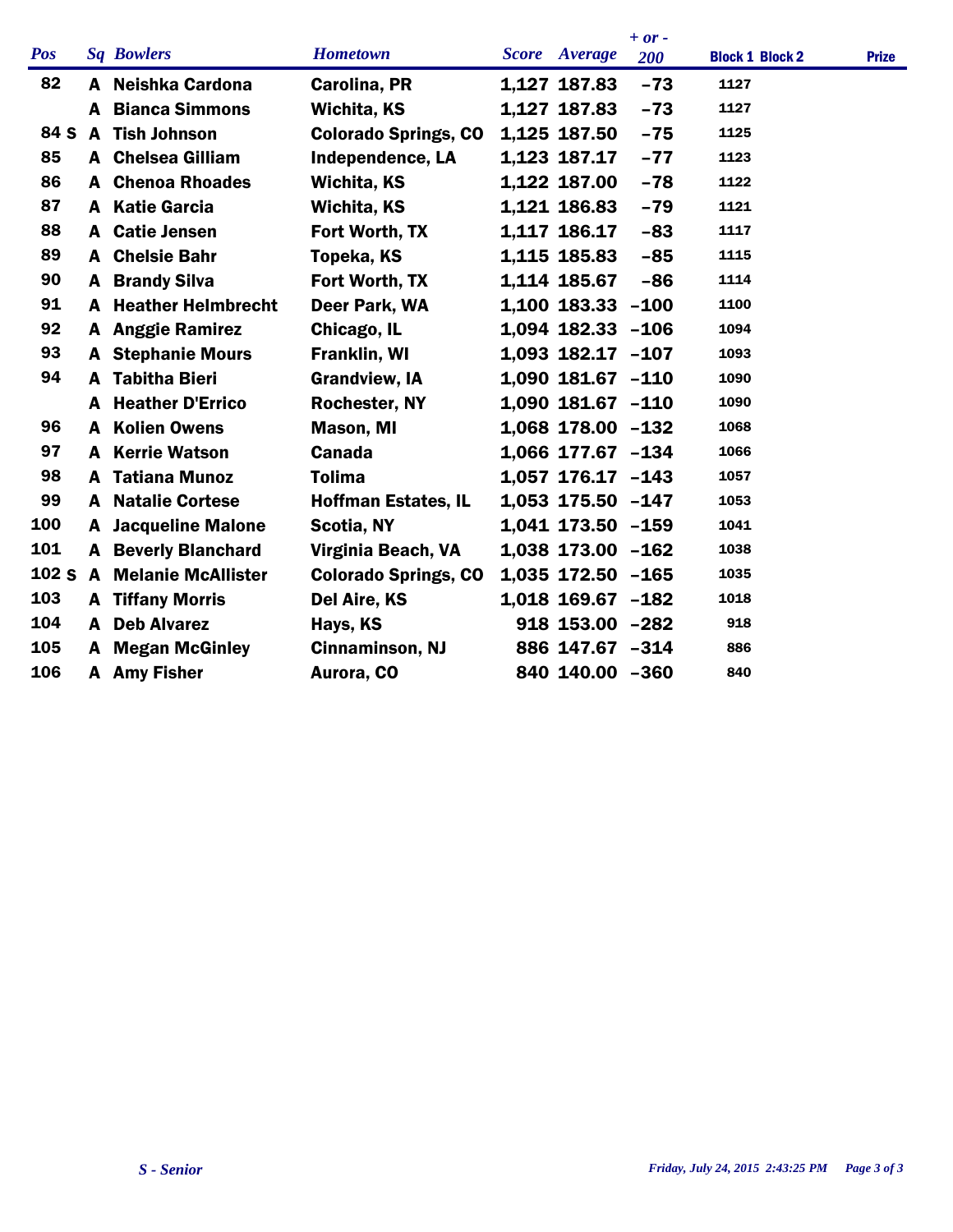| Pos | Sq | Bowlers | Hometown | Score | Average | + or - 200 | Block 1 | Block 2 | Prize |
|---|---|---|---|---|---|---|---|---|---|
| 82 | A | Neishka Cardona | Carolina, PR | 1,127 | 187.83 | -73 | 1127 | | |
| | A | Bianca Simmons | Wichita, KS | 1,127 | 187.83 | -73 | 1127 | | |
| 84 S | A | Tish Johnson | Colorado Springs, CO | 1,125 | 187.50 | -75 | 1125 | | |
| 85 | A | Chelsea Gilliam | Independence, LA | 1,123 | 187.17 | -77 | 1123 | | |
| 86 | A | Chenoa Rhoades | Wichita, KS | 1,122 | 187.00 | -78 | 1122 | | |
| 87 | A | Katie Garcia | Wichita, KS | 1,121 | 186.83 | -79 | 1121 | | |
| 88 | A | Catie Jensen | Fort Worth, TX | 1,117 | 186.17 | -83 | 1117 | | |
| 89 | A | Chelsie Bahr | Topeka, KS | 1,115 | 185.83 | -85 | 1115 | | |
| 90 | A | Brandy Silva | Fort Worth, TX | 1,114 | 185.67 | -86 | 1114 | | |
| 91 | A | Heather Helmbrecht | Deer Park, WA | 1,100 | 183.33 | -100 | 1100 | | |
| 92 | A | Anggie Ramirez | Chicago, IL | 1,094 | 182.33 | -106 | 1094 | | |
| 93 | A | Stephanie Mours | Franklin, WI | 1,093 | 182.17 | -107 | 1093 | | |
| 94 | A | Tabitha Bieri | Grandview, IA | 1,090 | 181.67 | -110 | 1090 | | |
| | A | Heather D'Errico | Rochester, NY | 1,090 | 181.67 | -110 | 1090 | | |
| 96 | A | Kolien Owens | Mason, MI | 1,068 | 178.00 | -132 | 1068 | | |
| 97 | A | Kerrie Watson | Canada | 1,066 | 177.67 | -134 | 1066 | | |
| 98 | A | Tatiana Munoz | Tolima | 1,057 | 176.17 | -143 | 1057 | | |
| 99 | A | Natalie Cortese | Hoffman Estates, IL | 1,053 | 175.50 | -147 | 1053 | | |
| 100 | A | Jacqueline Malone | Scotia, NY | 1,041 | 173.50 | -159 | 1041 | | |
| 101 | A | Beverly Blanchard | Virginia Beach, VA | 1,038 | 173.00 | -162 | 1038 | | |
| 102 S | A | Melanie McAllister | Colorado Springs, CO | 1,035 | 172.50 | -165 | 1035 | | |
| 103 | A | Tiffany Morris | Del Aire, KS | 1,018 | 169.67 | -182 | 1018 | | |
| 104 | A | Deb Alvarez | Hays, KS | 918 | 153.00 | -282 | 918 | | |
| 105 | A | Megan McGinley | Cinnaminson, NJ | 886 | 147.67 | -314 | 886 | | |
| 106 | A | Amy Fisher | Aurora, CO | 840 | 140.00 | -360 | 840 | | |

*S - Senior*

*Friday, July 24, 2015 2:43:25 PM*